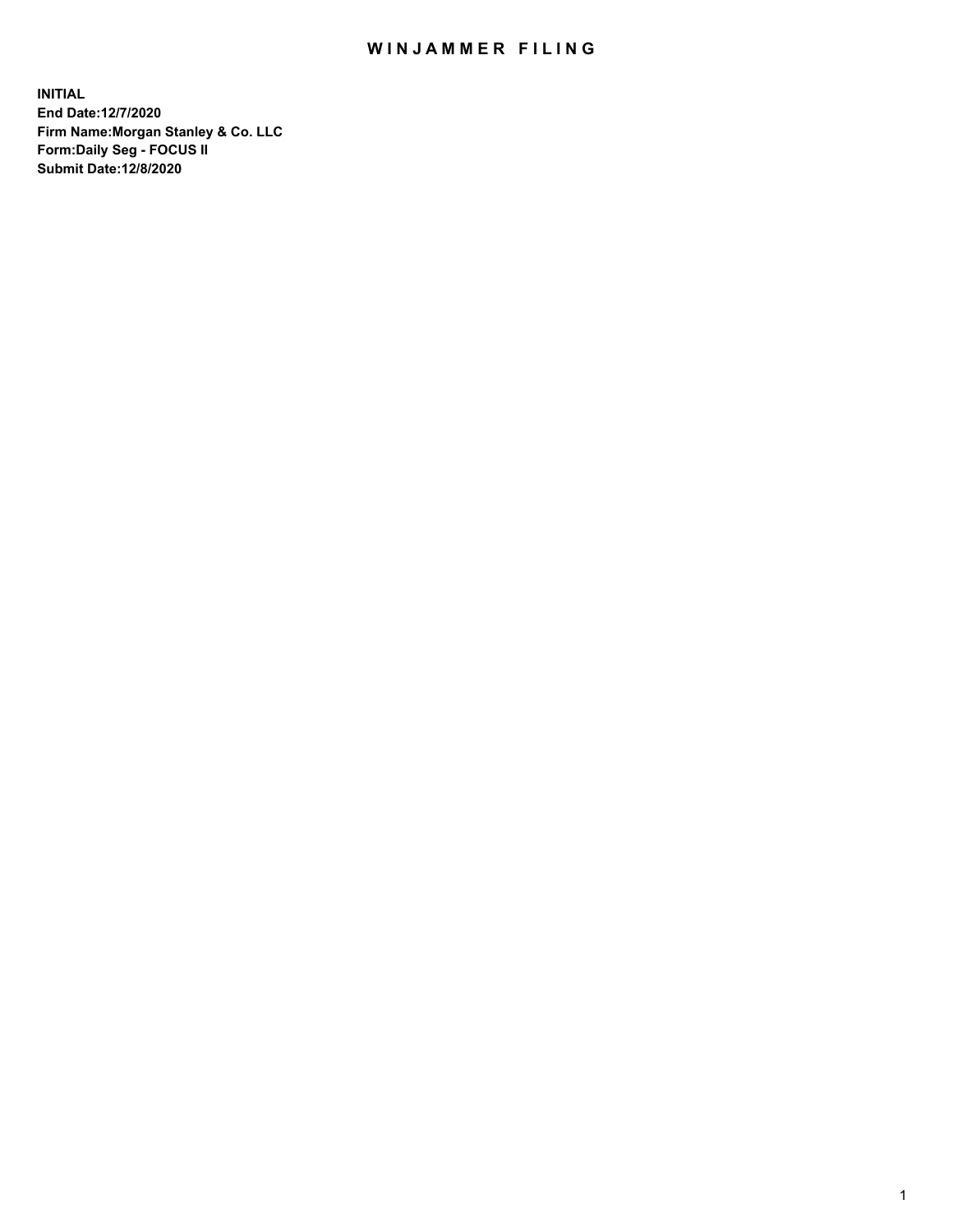# WINJAMMER FILING

**INITIAL**
**End Date:12/7/2020**
**Firm Name:Morgan Stanley & Co. LLC**
**Form:Daily Seg - FOCUS II**
**Submit Date:12/8/2020**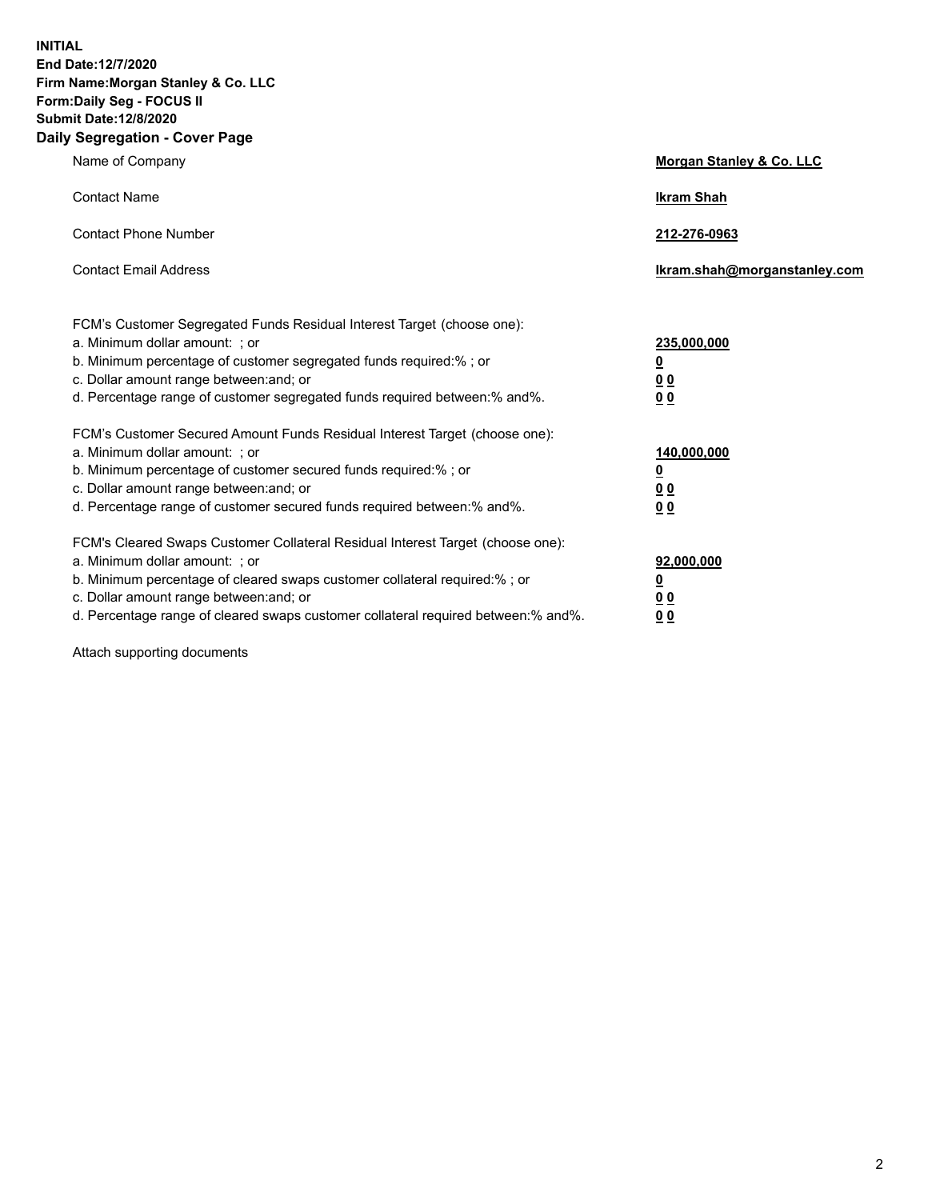**INITIAL**
**End Date:12/7/2020**
**Firm Name:Morgan Stanley & Co. LLC**
**Form:Daily Seg - FOCUS II**
**Submit Date:12/8/2020**

## Daily Segregation - Cover Page

| | |
|---|---|
| Name of Company | **Morgan Stanley & Co. LLC** |
| Contact Name | **Ikram Shah** |
| Contact Phone Number | **212-276-0963** |
| Contact Email Address | **Ikram.shah@morganstanley.com** |
| FCM's Customer Segregated Funds Residual Interest Target (choose one): | |
| a. Minimum dollar amount: ; or | **235,000,000** |
| b. Minimum percentage of customer segregated funds required:% ; or | **0** |
| c. Dollar amount range between:and; or | **0 0** |
| d. Percentage range of customer segregated funds required between:% and%. | **0 0** |
| FCM's Customer Secured Amount Funds Residual Interest Target (choose one): | |
| a. Minimum dollar amount: ; or | **140,000,000** |
| b. Minimum percentage of customer secured funds required:% ; or | **0** |
| c. Dollar amount range between:and; or | **0 0** |
| d. Percentage range of customer secured funds required between:% and%. | **0 0** |
| FCM's Cleared Swaps Customer Collateral Residual Interest Target (choose one): | |
| a. Minimum dollar amount: ; or | **92,000,000** |
| b. Minimum percentage of cleared swaps customer collateral required:% ; or | **0** |
| c. Dollar amount range between:and; or | **0 0** |
| d. Percentage range of cleared swaps customer collateral required between:% and%. | **0 0** |

Attach supporting documents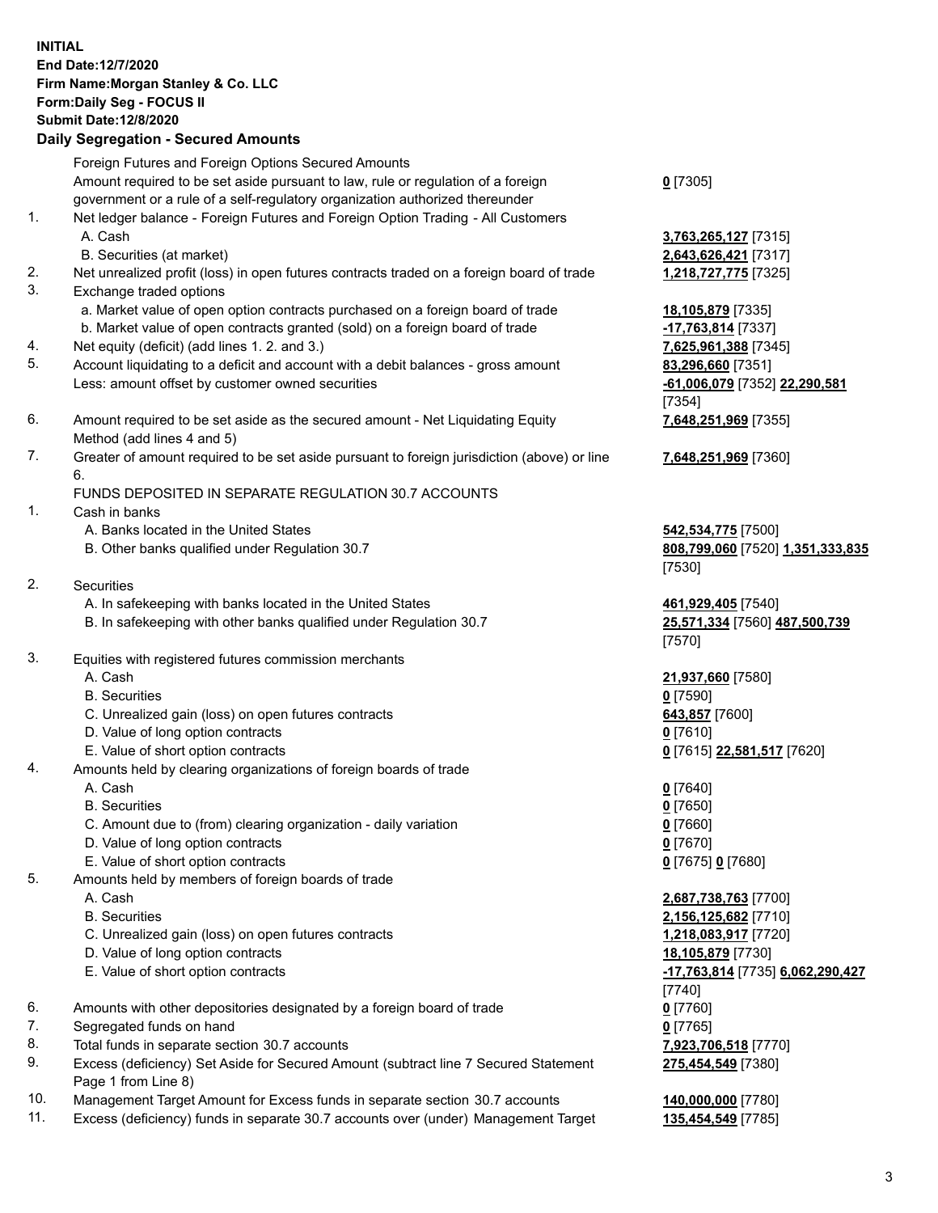**INITIAL**
**End Date:12/7/2020**
**Firm Name:Morgan Stanley & Co. LLC**
**Form:Daily Seg - FOCUS II**
**Submit Date:12/8/2020**

## Daily Segregation - Secured Amounts

| | | |
|---|---|---|
| | Foreign Futures and Foreign Options Secured Amounts | |
| | Amount required to be set aside pursuant to law, rule or regulation of a foreign government or a rule of a self-regulatory organization authorized thereunder | **0** [7305] |
| 1. | Net ledger balance - Foreign Futures and Foreign Option Trading - All Customers | |
| | A. Cash | **3,763,265,127** [7315] |
| | B. Securities (at market) | **2,643,626,421** [7317] |
| 2. | Net unrealized profit (loss) in open futures contracts traded on a foreign board of trade | **1,218,727,775** [7325] |
| 3. | Exchange traded options | |
| | a. Market value of open option contracts purchased on a foreign board of trade | **18,105,879** [7335] |
| | b. Market value of open contracts granted (sold) on a foreign board of trade | **-17,763,814** [7337] |
| 4. | Net equity (deficit) (add lines 1. 2. and 3.) | **7,625,961,388** [7345] |
| 5. | Account liquidating to a deficit and account with a debit balances - gross amount | **83,296,660** [7351] |
| | Less: amount offset by customer owned securities | **-61,006,079** [7352] **22,290,581** [7354] |
| 6. | Amount required to be set aside as the secured amount - Net Liquidating Equity Method (add lines 4 and 5) | **7,648,251,969** [7355] |
| 7. | Greater of amount required to be set aside pursuant to foreign jurisdiction (above) or line 6. | **7,648,251,969** [7360] |
| | FUNDS DEPOSITED IN SEPARATE REGULATION 30.7 ACCOUNTS | |
| 1. | Cash in banks | |
| | A. Banks located in the United States | **542,534,775** [7500] |
| | B. Other banks qualified under Regulation 30.7 | **808,799,060** [7520] **1,351,333,835** [7530] |
| 2. | Securities | |
| | A. In safekeeping with banks located in the United States | **461,929,405** [7540] |
| | B. In safekeeping with other banks qualified under Regulation 30.7 | **25,571,334** [7560] **487,500,739** [7570] |
| 3. | Equities with registered futures commission merchants | |
| | A. Cash | **21,937,660** [7580] |
| | B. Securities | **0** [7590] |
| | C. Unrealized gain (loss) on open futures contracts | **643,857** [7600] |
| | D. Value of long option contracts | **0** [7610] |
| | E. Value of short option contracts | **0** [7615] **22,581,517** [7620] |
| 4. | Amounts held by clearing organizations of foreign boards of trade | |
| | A. Cash | **0** [7640] |
| | B. Securities | **0** [7650] |
| | C. Amount due to (from) clearing organization - daily variation | **0** [7660] |
| | D. Value of long option contracts | **0** [7670] |
| | E. Value of short option contracts | **0** [7675] **0** [7680] |
| 5. | Amounts held by members of foreign boards of trade | |
| | A. Cash | **2,687,738,763** [7700] |
| | B. Securities | **2,156,125,682** [7710] |
| | C. Unrealized gain (loss) on open futures contracts | **1,218,083,917** [7720] |
| | D. Value of long option contracts | **18,105,879** [7730] |
| | E. Value of short option contracts | **-17,763,814** [7735] **6,062,290,427** [7740] |
| 6. | Amounts with other depositories designated by a foreign board of trade | **0** [7760] |
| 7. | Segregated funds on hand | **0** [7765] |
| 8. | Total funds in separate section 30.7 accounts | **7,923,706,518** [7770] |
| 9. | Excess (deficiency) Set Aside for Secured Amount (subtract line 7 Secured Statement Page 1 from Line 8) | **275,454,549** [7380] |
| 10. | Management Target Amount for Excess funds in separate section 30.7 accounts | **140,000,000** [7780] |
| 11. | Excess (deficiency) funds in separate 30.7 accounts over (under) Management Target | **135,454,549** [7785] |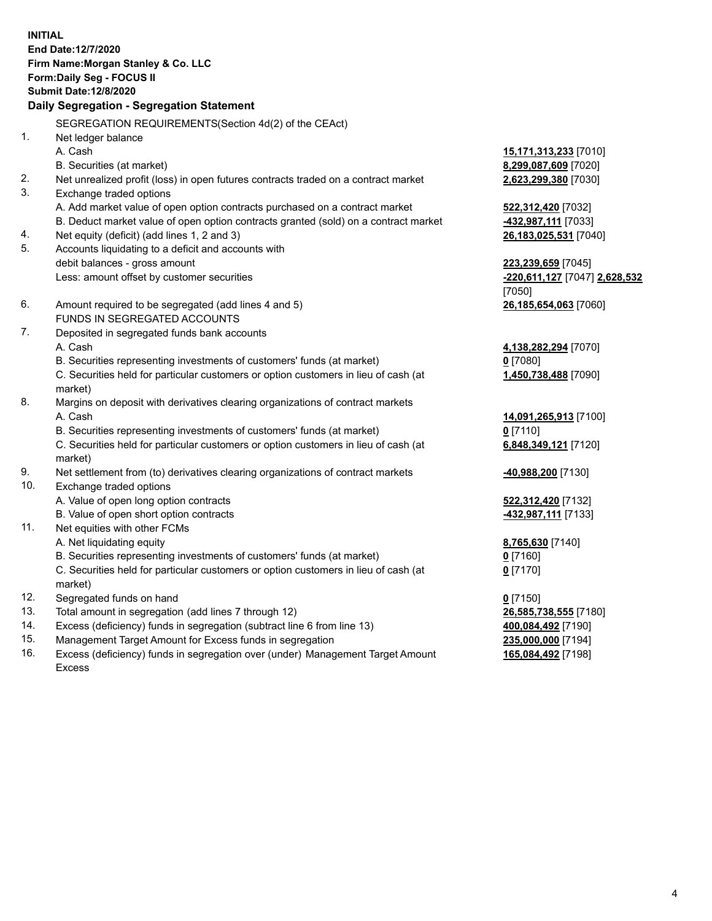**INITIAL**
**End Date:12/7/2020**
**Firm Name:Morgan Stanley & Co. LLC**
**Form:Daily Seg - FOCUS II**
**Submit Date:12/8/2020**

### Daily Segregation - Segregation Statement

| | | |
|---|---|---|
| | SEGREGATION REQUIREMENTS(Section 4d(2) of the CEAct) | |
| 1. | Net ledger balance | |
| | A. Cash | **15,171,313,233** [7010] |
| | B. Securities (at market) | **8,299,087,609** [7020] |
| 2. | Net unrealized profit (loss) in open futures contracts traded on a contract market | **2,623,299,380** [7030] |
| 3. | Exchange traded options | |
| | A. Add market value of open option contracts purchased on a contract market | **522,312,420** [7032] |
| | B. Deduct market value of open option contracts granted (sold) on a contract market | **-432,987,111** [7033] |
| 4. | Net equity (deficit) (add lines 1, 2 and 3) | **26,183,025,531** [7040] |
| 5. | Accounts liquidating to a deficit and accounts with debit balances - gross amount | **223,239,659** [7045] |
| | Less: amount offset by customer securities | **-220,611,127** [7047] **2,628,532** [7050] |
| 6. | Amount required to be segregated (add lines 4 and 5) | **26,185,654,063** [7060] |
| | FUNDS IN SEGREGATED ACCOUNTS | |
| 7. | Deposited in segregated funds bank accounts | |
| | A. Cash | **4,138,282,294** [7070] |
| | B. Securities representing investments of customers' funds (at market) | **0** [7080] |
| | C. Securities held for particular customers or option customers in lieu of cash (at market) | **1,450,738,488** [7090] |
| 8. | Margins on deposit with derivatives clearing organizations of contract markets | |
| | A. Cash | **14,091,265,913** [7100] |
| | B. Securities representing investments of customers' funds (at market) | **0** [7110] |
| | C. Securities held for particular customers or option customers in lieu of cash (at market) | **6,848,349,121** [7120] |
| 9. | Net settlement from (to) derivatives clearing organizations of contract markets | **-40,988,200** [7130] |
| 10. | Exchange traded options | |
| | A. Value of open long option contracts | **522,312,420** [7132] |
| | B. Value of open short option contracts | **-432,987,111** [7133] |
| 11. | Net equities with other FCMs | |
| | A. Net liquidating equity | **8,765,630** [7140] |
| | B. Securities representing investments of customers' funds (at market) | **0** [7160] |
| | C. Securities held for particular customers or option customers in lieu of cash (at market) | **0** [7170] |
| 12. | Segregated funds on hand | **0** [7150] |
| 13. | Total amount in segregation (add lines 7 through 12) | **26,585,738,555** [7180] |
| 14. | Excess (deficiency) funds in segregation (subtract line 6 from line 13) | **400,084,492** [7190] |
| 15. | Management Target Amount for Excess funds in segregation | **235,000,000** [7194] |
| 16. | Excess (deficiency) funds in segregation over (under) Management Target Amount Excess | **165,084,492** [7198] |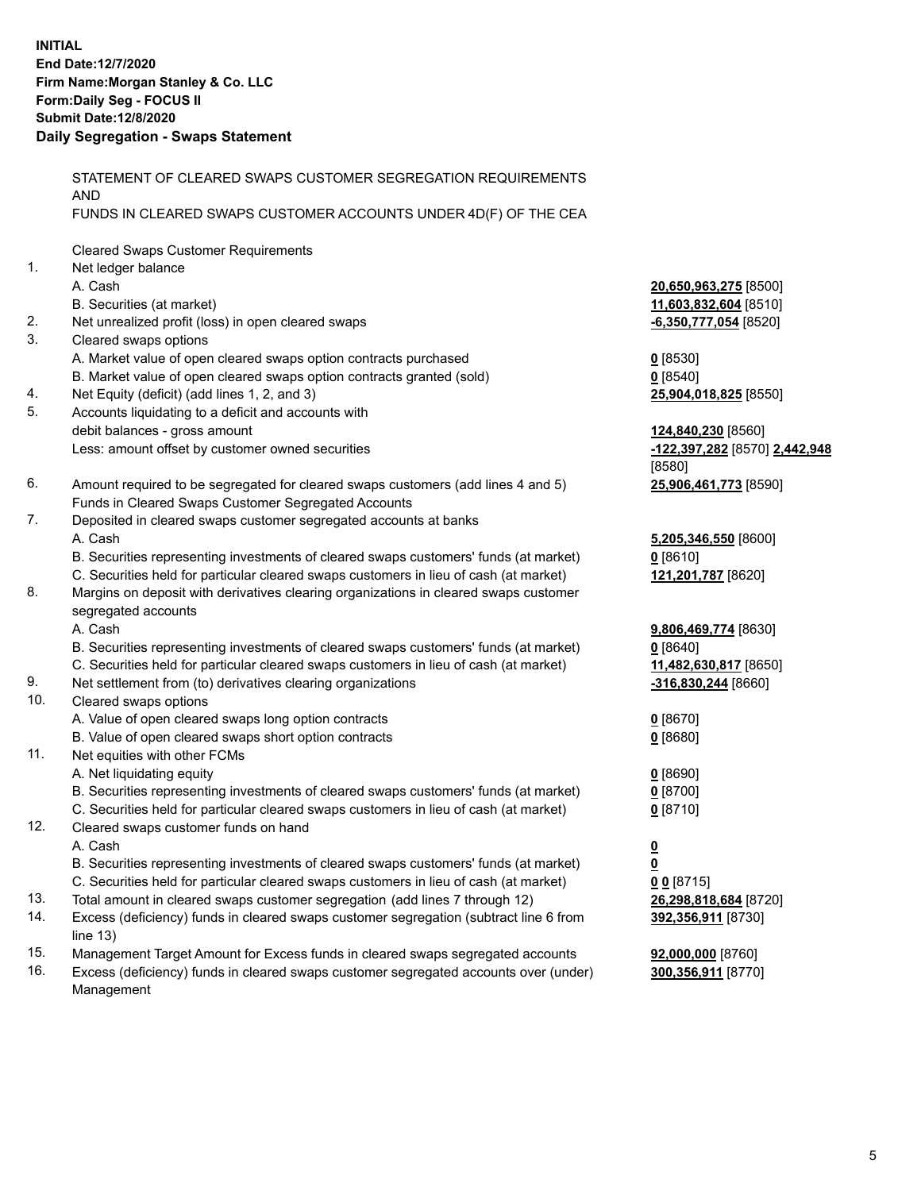**INITIAL**
**End Date:12/7/2020**
**Firm Name:Morgan Stanley & Co. LLC**
**Form:Daily Seg - FOCUS II**
**Submit Date:12/8/2020**
**Daily Segregation - Swaps Statement**

STATEMENT OF CLEARED SWAPS CUSTOMER SEGREGATION REQUIREMENTS AND FUNDS IN CLEARED SWAPS CUSTOMER ACCOUNTS UNDER 4D(F) OF THE CEA

| | | |
|---|---|---|
| | Cleared Swaps Customer Requirements | |
| 1. | Net ledger balance | |
| | A. Cash | **20,650,963,275** [8500] |
| | B. Securities (at market) | **11,603,832,604** [8510] |
| 2. | Net unrealized profit (loss) in open cleared swaps | **-6,350,777,054** [8520] |
| 3. | Cleared swaps options | |
| | A. Market value of open cleared swaps option contracts purchased | **0** [8530] |
| | B. Market value of open cleared swaps option contracts granted (sold) | **0** [8540] |
| 4. | Net Equity (deficit) (add lines 1, 2, and 3) | **25,904,018,825** [8550] |
| 5. | Accounts liquidating to a deficit and accounts with debit balances - gross amount | **124,840,230** [8560] |
| | Less: amount offset by customer owned securities | **-122,397,282** [8570] **2,442,948** [8580] |
| 6. | Amount required to be segregated for cleared swaps customers (add lines 4 and 5) | **25,906,461,773** [8590] |
| | Funds in Cleared Swaps Customer Segregated Accounts | |
| 7. | Deposited in cleared swaps customer segregated accounts at banks | |
| | A. Cash | **5,205,346,550** [8600] |
| | B. Securities representing investments of cleared swaps customers' funds (at market) | **0** [8610] |
| | C. Securities held for particular cleared swaps customers in lieu of cash (at market) | **121,201,787** [8620] |
| 8. | Margins on deposit with derivatives clearing organizations in cleared swaps customer segregated accounts | |
| | A. Cash | **9,806,469,774** [8630] |
| | B. Securities representing investments of cleared swaps customers' funds (at market) | **0** [8640] |
| | C. Securities held for particular cleared swaps customers in lieu of cash (at market) | **11,482,630,817** [8650] |
| 9. | Net settlement from (to) derivatives clearing organizations | **-316,830,244** [8660] |
| 10. | Cleared swaps options | |
| | A. Value of open cleared swaps long option contracts | **0** [8670] |
| | B. Value of open cleared swaps short option contracts | **0** [8680] |
| 11. | Net equities with other FCMs | |
| | A. Net liquidating equity | **0** [8690] |
| | B. Securities representing investments of cleared swaps customers' funds (at market) | **0** [8700] |
| | C. Securities held for particular cleared swaps customers in lieu of cash (at market) | **0** [8710] |
| 12. | Cleared swaps customer funds on hand | |
| | A. Cash | **0** |
| | B. Securities representing investments of cleared swaps customers' funds (at market) | **0** |
| | C. Securities held for particular cleared swaps customers in lieu of cash (at market) | **0** **0** [8715] |
| 13. | Total amount in cleared swaps customer segregation (add lines 7 through 12) | **26,298,818,684** [8720] |
| 14. | Excess (deficiency) funds in cleared swaps customer segregation (subtract line 6 from line 13) | **392,356,911** [8730] |
| 15. | Management Target Amount for Excess funds in cleared swaps segregated accounts | **92,000,000** [8760] |
| 16. | Excess (deficiency) funds in cleared swaps customer segregated accounts over (under) Management | **300,356,911** [8770] |